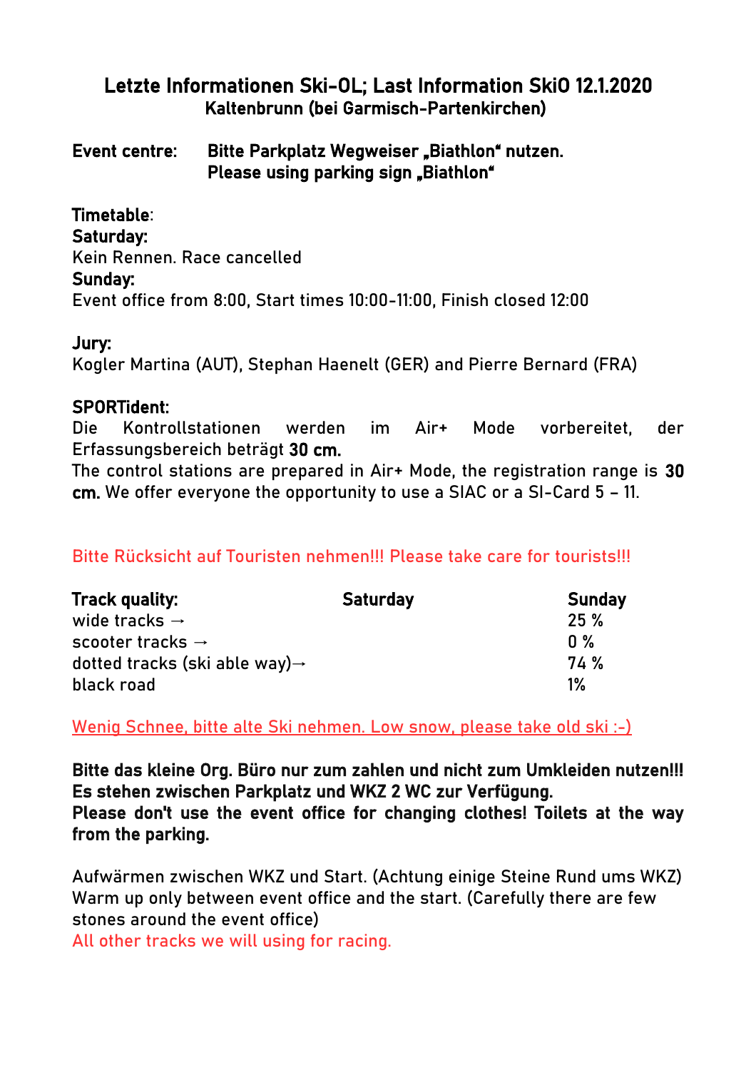## Letzte Informationen Ski-OL; Last Information SkiO 12.1.2020

### Kaltenbrunn (bei Garmisch-Partenkirchen)

**Event centre:** **Bitte Parkplatz Wegweiser „Biathlon“ nutzen.**
**Please using parking sign „Biathlon“**

**Timetable**:
**Saturday:**
Kein Rennen. Race cancelled
**Sunday:**
Event office from 8:00, Start times 10:00-11:00, Finish closed 12:00

**Jury:**
Kogler Martina (AUT), Stephan Haenelt (GER) and Pierre Bernard (FRA)

**SPORTident:**
Die Kontrollstationen werden im Air+ Mode vorbereitet, der Erfassungsbereich beträgt **30 cm.**
The control stations are prepared in Air+ Mode, the registration range is **30 cm.** We offer everyone the opportunity to use a SIAC or a SI-Card 5 – 11.

Bitte Rücksicht auf Touristen nehmen!!! Please take care for tourists!!!

| **Track quality:** | **Saturday** | **Sunday** |
|---|---|---|
| wide tracks → | | 25 % |
| scooter tracks → | | 0 % |
| dotted tracks (ski able way)→ | | 74 % |
| black road | | 1% |

Wenig Schnee, bitte alte Ski nehmen. Low snow, please take old ski :-)

**Bitte das kleine Org. Büro nur zum zahlen und nicht zum Umkleiden nutzen!!! Es stehen zwischen Parkplatz und WKZ 2 WC zur Verfügung.**
**Please don't use the event office for changing clothes! Toilets at the way from the parking.**

Aufwärmen zwischen WKZ und Start. (Achtung einige Steine Rund ums WKZ)
Warm up only between event office and the start. (Carefully there are few stones around the event office)
All other tracks we will using for racing.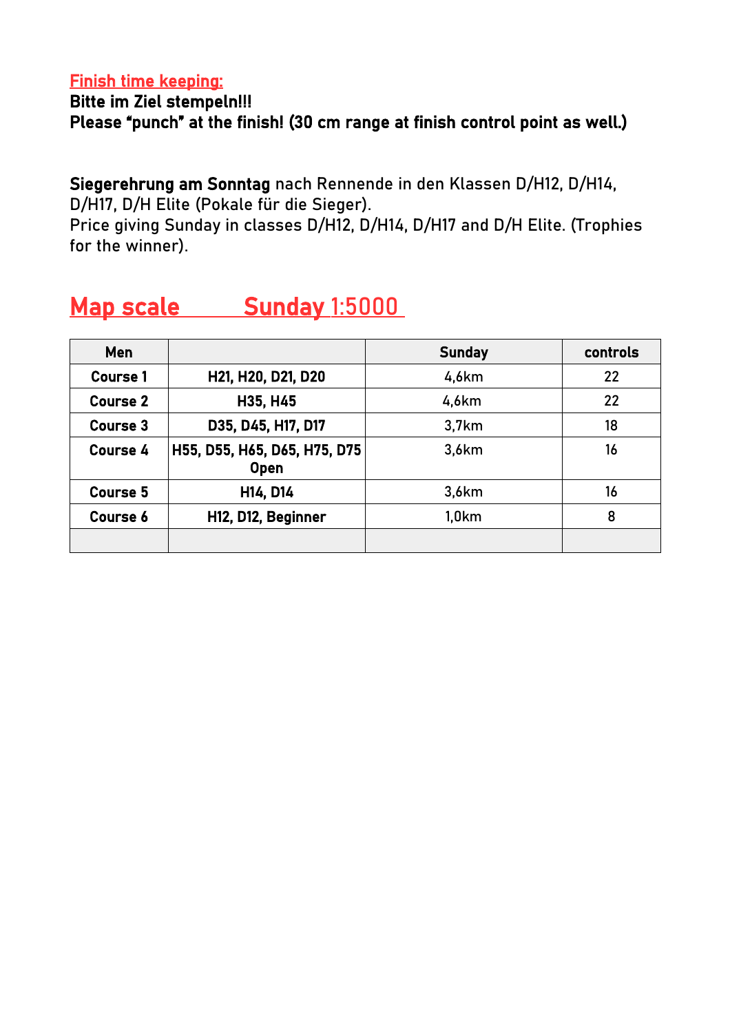**Finish time keeping:**

**Bitte im Ziel stempeln!!!**
**Please "punch" at the finish! (30 cm range at finish control point as well.)**

**Siegerehrung am Sonntag** nach Rennende in den Klassen D/H12, D/H14, D/H17, D/H Elite (Pokale für die Sieger).
Price giving Sunday in classes D/H12, D/H14, D/H17 and D/H Elite. (Trophies for the winner).

## Map scale Sunday 1:5000

| Men | | Sunday | controls |
|---|---|---|---|
| Course 1 | H21, H20, D21, D20 | 4,6km | 22 |
| Course 2 | H35, H45 | 4,6km | 22 |
| Course 3 | D35, D45, H17, D17 | 3,7km | 18 |
| Course 4 | H55, D55, H65, D65, H75, D75 Open | 3,6km | 16 |
| Course 5 | H14, D14 | 3,6km | 16 |
| Course 6 | H12, D12, Beginner | 1,0km | 8 |
| | | | |